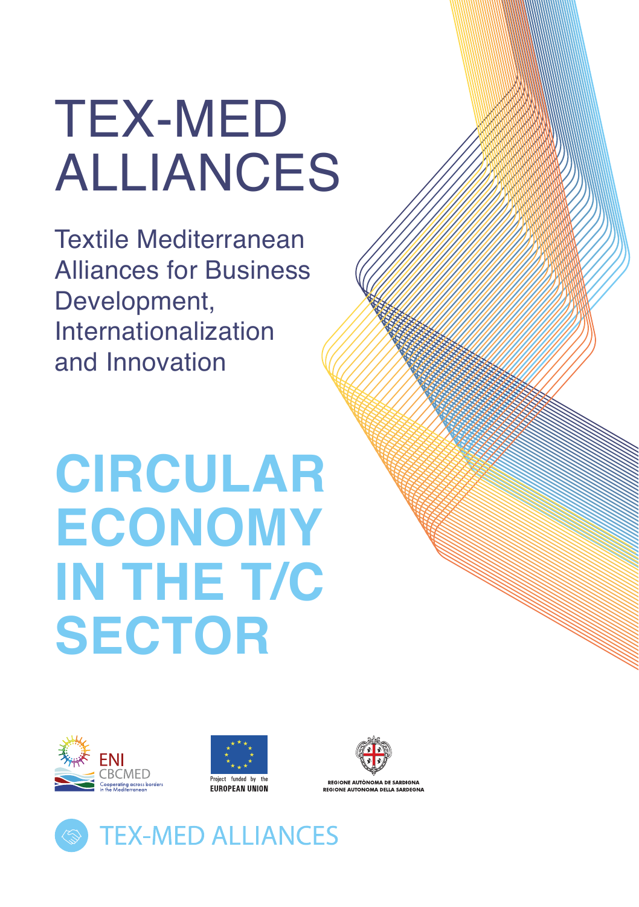# TEX-MED ALLIANCES

Textile Mediterranean Alliances for Business Development, Internationalization and Innovation

# CIRCULAR ECONOMY IN THE T/C SECTOR

ENI CBCMED
Cooperating across borders in the Mediterranean

Project funded by the EUROPEAN UNION

REGIONE AUTÒNOMA DE SARDIGNA
REGIONE AUTONOMA DELLA SARDEGNA

TEX-MED ALLIANCES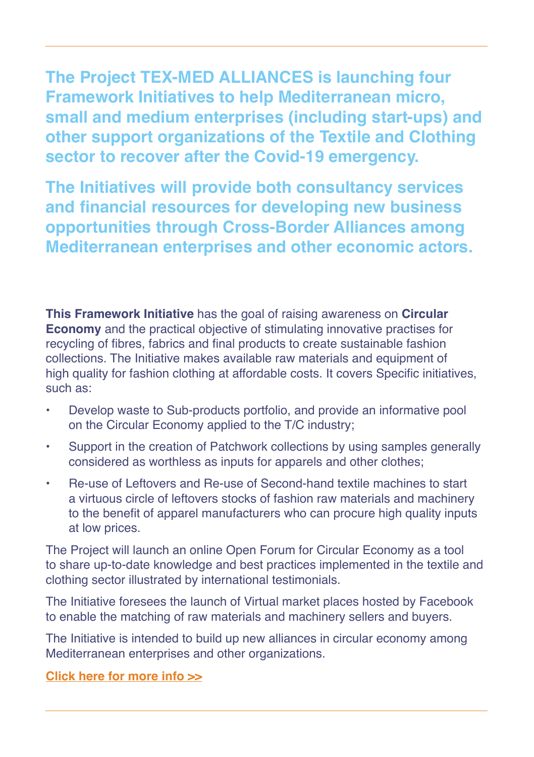**The Project TEX-MED ALLIANCES is launching four Framework Initiatives to help Mediterranean micro, small and medium enterprises (including start-ups) and other support organizations of the Textile and Clothing sector to recover after the Covid-19 emergency.**

**The Initiatives will provide both consultancy services and financial resources for developing new business opportunities through Cross-Border Alliances among Mediterranean enterprises and other economic actors.**

**This Framework Initiative** has the goal of raising awareness on **Circular Economy** and the practical objective of stimulating innovative practises for recycling of fibres, fabrics and final products to create sustainable fashion collections. The Initiative makes available raw materials and equipment of high quality for fashion clothing at affordable costs. It covers Specific initiatives, such as:

- Develop waste to Sub-products portfolio, and provide an informative pool on the Circular Economy applied to the T/C industry;
- Support in the creation of Patchwork collections by using samples generally considered as worthless as inputs for apparels and other clothes;
- Re-use of Leftovers and Re-use of Second-hand textile machines to start a virtuous circle of leftovers stocks of fashion raw materials and machinery to the benefit of apparel manufacturers who can procure high quality inputs at low prices.

The Project will launch an online Open Forum for Circular Economy as a tool to share up-to-date knowledge and best practices implemented in the textile and clothing sector illustrated by international testimonials.

The Initiative foresees the launch of Virtual market places hosted by Facebook to enable the matching of raw materials and machinery sellers and buyers.

The Initiative is intended to build up new alliances in circular economy among Mediterranean enterprises and other organizations.

**Click here for more info >>**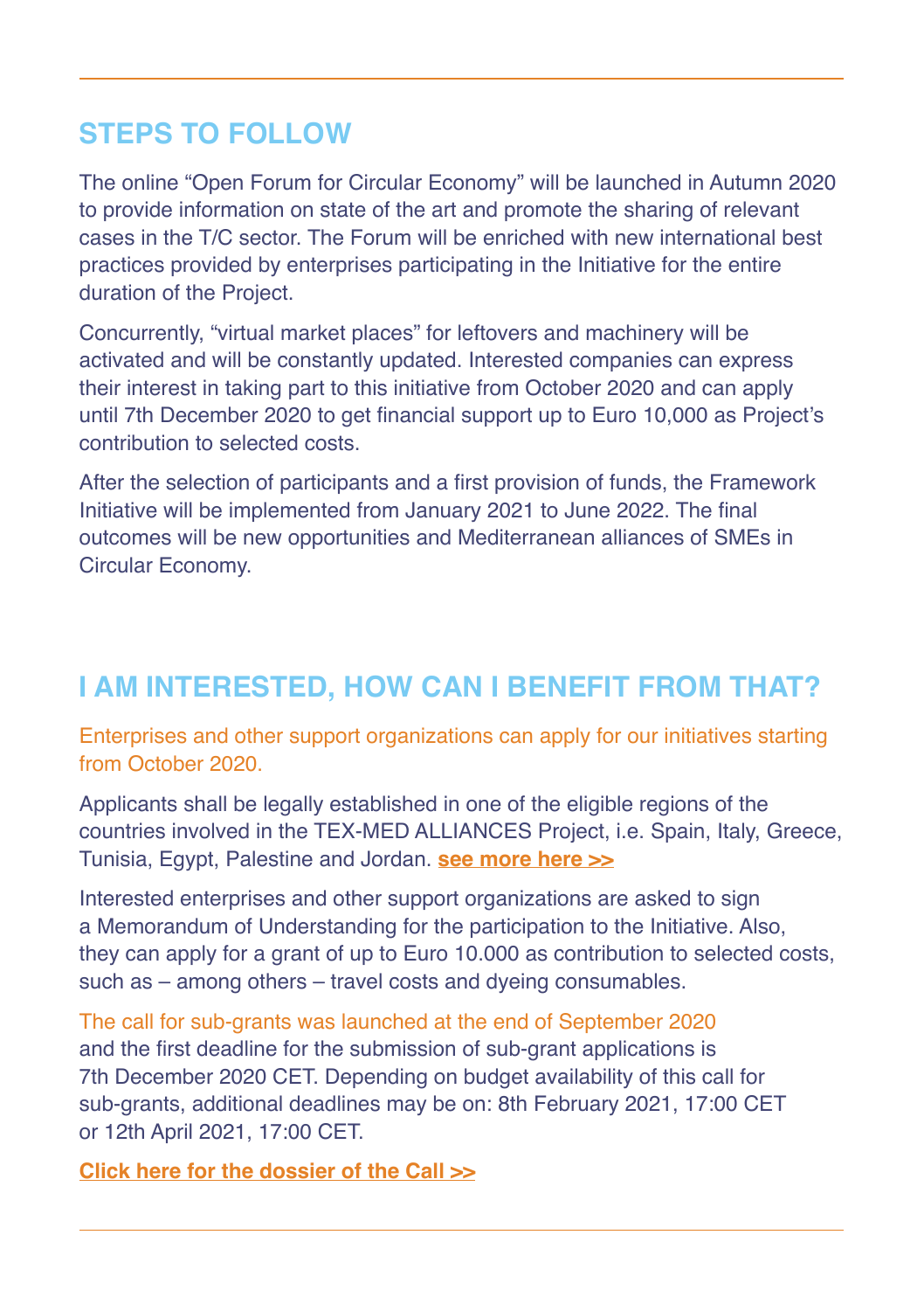## STEPS TO FOLLOW

The online "Open Forum for Circular Economy" will be launched in Autumn 2020 to provide information on state of the art and promote the sharing of relevant cases in the T/C sector. The Forum will be enriched with new international best practices provided by enterprises participating in the Initiative for the entire duration of the Project.

Concurrently, "virtual market places" for leftovers and machinery will be activated and will be constantly updated. Interested companies can express their interest in taking part to this initiative from October 2020 and can apply until 7th December 2020 to get financial support up to Euro 10,000 as Project's contribution to selected costs.

After the selection of participants and a first provision of funds, the Framework Initiative will be implemented from January 2021 to June 2022. The final outcomes will be new opportunities and Mediterranean alliances of SMEs in Circular Economy.

## I AM INTERESTED, HOW CAN I BENEFIT FROM THAT?

Enterprises and other support organizations can apply for our initiatives starting from October 2020.

Applicants shall be legally established in one of the eligible regions of the countries involved in the TEX-MED ALLIANCES Project, i.e. Spain, Italy, Greece, Tunisia, Egypt, Palestine and Jordan. **see more here >>**

Interested enterprises and other support organizations are asked to sign a Memorandum of Understanding for the participation to the Initiative. Also, they can apply for a grant of up to Euro 10.000 as contribution to selected costs, such as – among others – travel costs and dyeing consumables.

The call for sub-grants was launched at the end of September 2020 and the first deadline for the submission of sub-grant applications is 7th December 2020 CET. Depending on budget availability of this call for sub-grants, additional deadlines may be on: 8th February 2021, 17:00 CET or 12th April 2021, 17:00 CET.

**Click here for the dossier of the Call >>**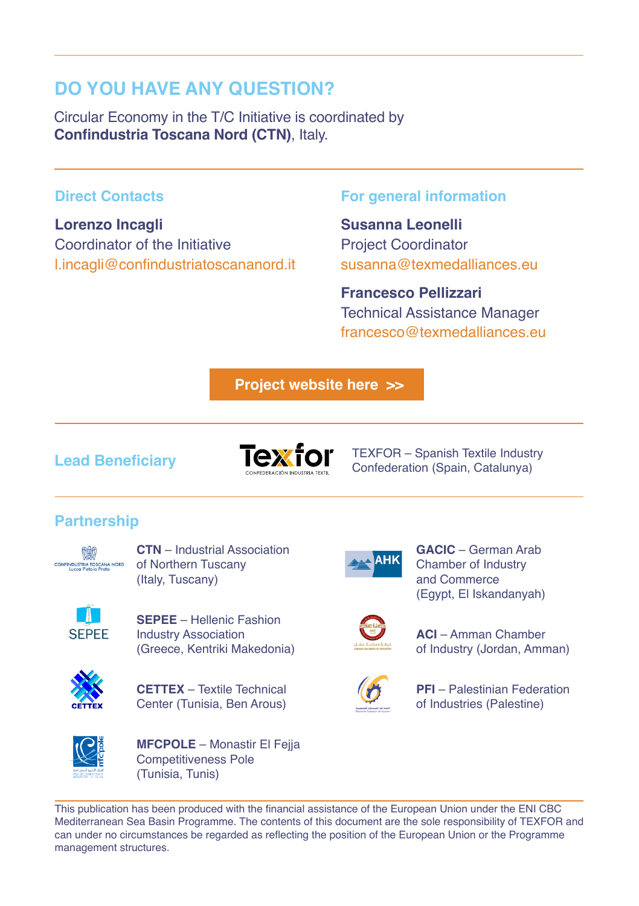## DO YOU HAVE ANY QUESTION?

Circular Economy in the T/C Initiative is coordinated by **Confindustria Toscana Nord (CTN)**, Italy.

### Direct Contacts

**Lorenzo Incagli**
Coordinator of the Initiative
l.incagli@confindustriatoscananord.it

### For general information

**Susanna Leonelli**
Project Coordinator
susanna@texmedalliances.eu

**Francesco Pellizzari**
Technical Assistance Manager
francesco@texmedalliances.eu

**Project website here >>**

### Lead Beneficiary

TEXFOR – Spanish Textile Industry Confederation (Spain, Catalunya)

### Partnership

**CTN** – Industrial Association of Northern Tuscany (Italy, Tuscany)

**SEPEE** – Hellenic Fashion Industry Association (Greece, Kentriki Makedonia)

**CETTEX** – Textile Technical Center (Tunisia, Ben Arous)

**MFCPOLE** – Monastir El Fejja Competitiveness Pole (Tunisia, Tunis)

**GACIC** – German Arab Chamber of Industry and Commerce (Egypt, El Iskandanyah)

**ACI** – Amman Chamber of Industry (Jordan, Amman)

**PFI** – Palestinian Federation of Industries (Palestine)

This publication has been produced with the financial assistance of the European Union under the ENI CBC Mediterranean Sea Basin Programme. The contents of this document are the sole responsibility of TEXFOR and can under no circumstances be regarded as reflecting the position of the European Union or the Programme management structures.